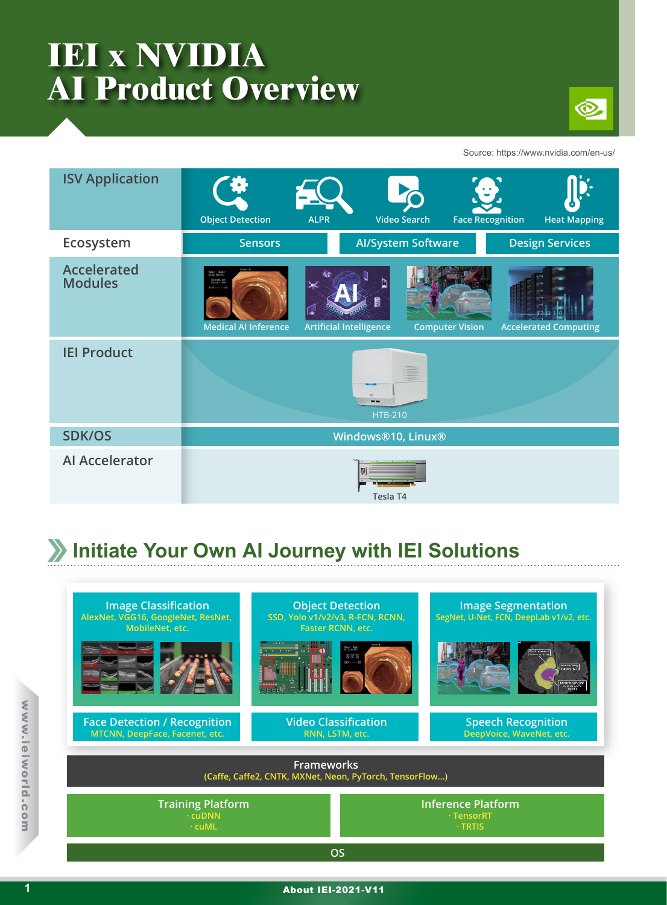# IEI x NVIDIA
# AI Product Overview

Source: https://www.nvidia.com/en-us/

| Layer | Content |
|---|---|
| ISV Application | Object Detection, ALPR, Video Search, Face Recognition, Heat Mapping |
| Ecosystem | Sensors, AI/System Software, Design Services |
| Accelerated Modules | Medical AI Inference, Artificial Intelligence, Computer Vision, Accelerated Computing |
| IEI Product | HTB-210 |
| SDK/OS | Windows®10, Linux® |
| AI Accelerator | Tesla T4 |

## Initiate Your Own AI Journey with IEI Solutions

**Image Classification**
AlexNet, VGG16, GoogleNet, ResNet, MobileNet, etc.

**Object Detection**
SSD, Yolo v1/v2/v3, R-FCN, RCNN, Faster RCNN, etc.

**Image Segmentation**
SegNet, U-Net, FCN, DeepLab v1/v2, etc.

**Face Detection / Recognition**
MTCNN, DeepFace, Facenet, etc.

**Video Classification**
RNN, LSTM, etc.

**Speech Recognition**
DeepVoice, WaveNet, etc.

**Frameworks**
(Caffe, Caffe2, CNTK, MXNet, Neon, PyTorch, TensorFlow...)

**Training Platform**
- cuDNN
- cuML

**Inference Platform**
- TensorRT
- TRTIS

**OS**

www.ieiworld.com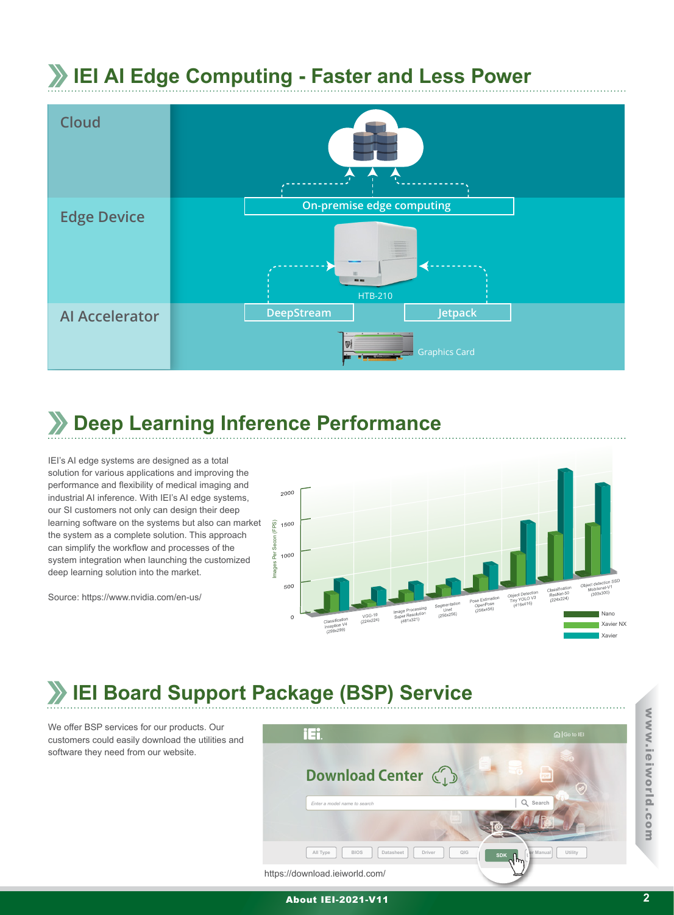## IEI AI Edge Computing - Faster and Less Power

Cloud

Edge Device

AI Accelerator

On-premise edge computing

HTB-210

DeepStream

Jetpack

Graphics Card

## Deep Learning Inference Performance

IEI's AI edge systems are designed as a total solution for various applications and improving the performance and flexibility of medical imaging and industrial AI inference. With IEI's AI edge systems, our SI customers not only can design their deep learning software on the systems but also can market the system as a complete solution. This approach can simplify the workflow and processes of the system integration when launching the customized deep learning solution into the market.

Source: https://www.nvidia.com/en-us/

Images Per Secon (FPS)

2000
1500
1000
500
0

Classification Inception V4 (299x299)
VGG-19 (224x224)
Image Processing Super Resolution (481x321)
Segmentation Unet (256x256)
Pose Estimation OpenPose (256x456)
Object Detection Tiny YOLO V3 (416x416)
Classification ResNet-50 (224x224)
Object detection SSD Mobilenet-V1 (300x300)

Nano
Xavier NX
Xavier

## IEI Board Support Package (BSP) Service

We offer BSP services for our products. Our customers could easily download the utilities and software they need from our website.

Download Center

Enter a model name to search

Search

All Type | BIOS | Datasheet | Driver | QIG | SDK | User Manual | Utility

https://download.ieiworld.com/

www.ieiworld.com